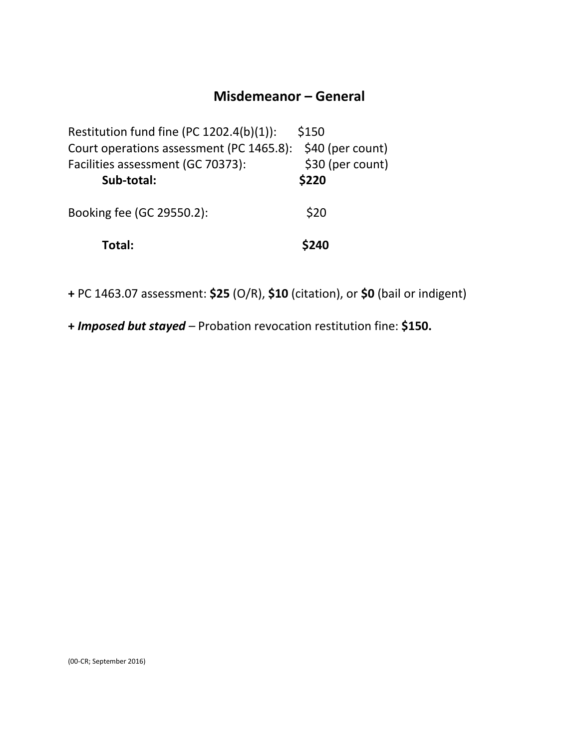# Misdemeanor – General

| | |
|---|---|
| Restitution fund fine (PC 1202.4(b)(1)): | $150 |
| Court operations assessment (PC 1465.8): | $40 (per count) |
| Facilities assessment (GC 70373): | $30 (per count) |
| **Sub-total:** | **$220** |
| | |
| Booking fee (GC 29550.2): | $20 |
| | |
| **Total:** | **$240** |

**+** PC 1463.07 assessment: **$25** (O/R), **$10** (citation), or **$0** (bail or indigent)

**+ *Imposed but stayed*** – Probation revocation restitution fine: **$150.**

(00-CR; September 2016)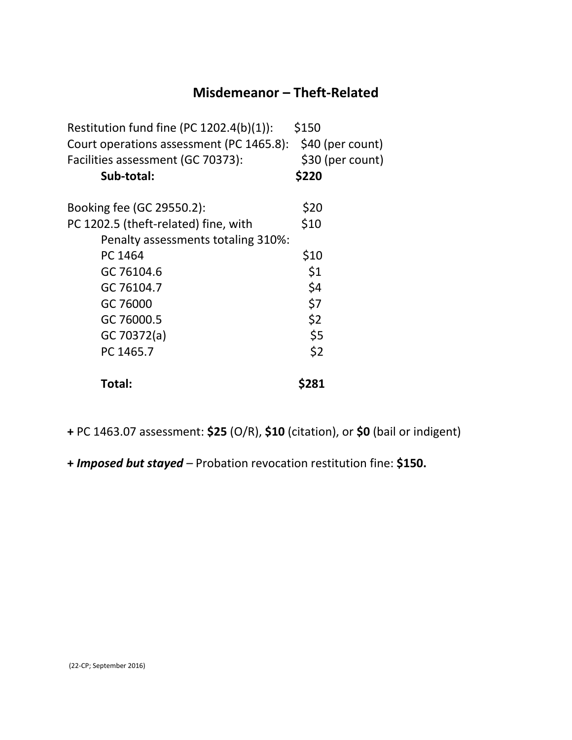## Misdemeanor – Theft-Related

| | |
|---|---|
| Restitution fund fine (PC 1202.4(b)(1)): | $150 |
| Court operations assessment (PC 1465.8): | $40 (per count) |
| Facilities assessment (GC 70373): | $30 (per count) |
| **Sub-total:** | **$220** |
| | |
| Booking fee (GC 29550.2): | $20 |
| PC 1202.5 (theft-related) fine, with | $10 |
| Penalty assessments totaling 310%: | |
| PC 1464 | $10 |
| GC 76104.6 | $1 |
| GC 76104.7 | $4 |
| GC 76000 | $7 |
| GC 76000.5 | $2 |
| GC 70372(a) | $5 |
| PC 1465.7 | $2 |
| | |
| **Total:** | **$281** |

**+** PC 1463.07 assessment: **$25** (O/R), **$10** (citation), or **$0** (bail or indigent)

**+** ***Imposed but stayed*** – Probation revocation restitution fine: **$150.**

(22-CP; September 2016)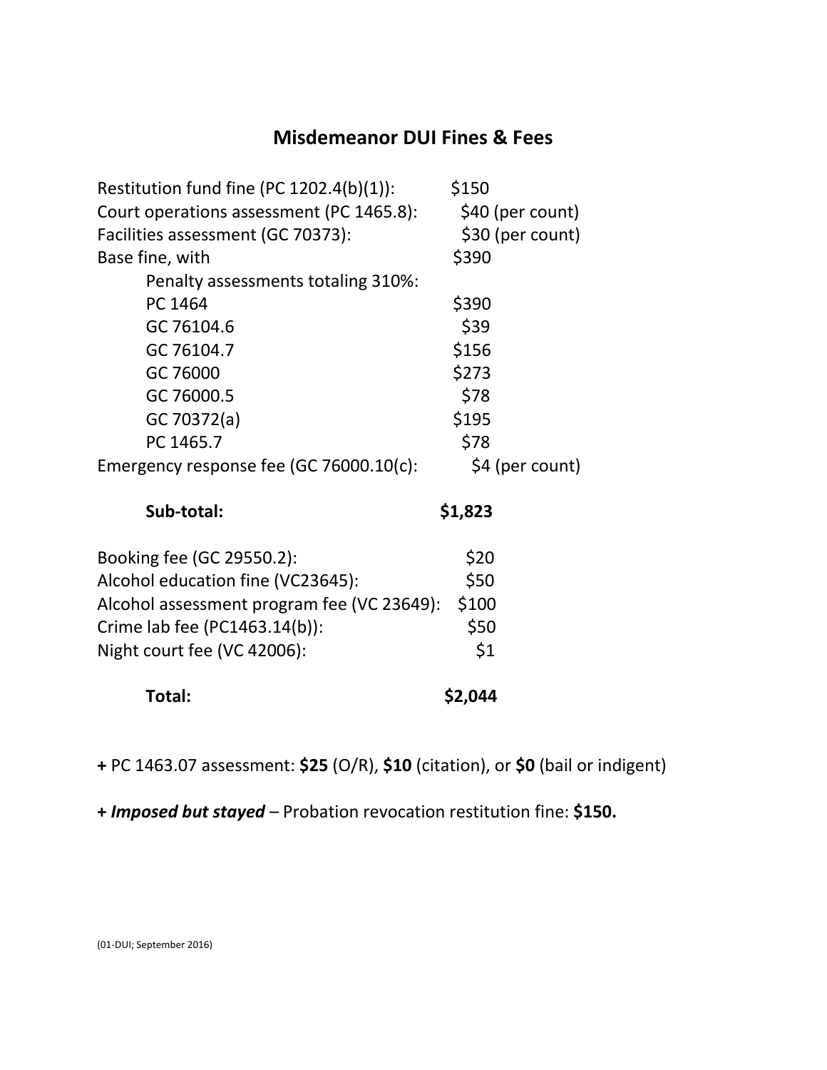# Misdemeanor DUI Fines & Fees

| | |
|---|---|
| Restitution fund fine (PC 1202.4(b)(1)): | $150 |
| Court operations assessment (PC 1465.8): | $40 (per count) |
| Facilities assessment (GC 70373): | $30 (per count) |
| Base fine, with | $390 |
| Penalty assessments totaling 310%: | |
| PC 1464 | $390 |
| GC 76104.6 | $39 |
| GC 76104.7 | $156 |
| GC 76000 | $273 |
| GC 76000.5 | $78 |
| GC 70372(a) | $195 |
| PC 1465.7 | $78 |
| Emergency response fee (GC 76000.10(c): | $4 (per count) |
| **Sub-total:** | **$1,823** |
| Booking fee (GC 29550.2): | $20 |
| Alcohol education fine (VC23645): | $50 |
| Alcohol assessment program fee (VC 23649): | $100 |
| Crime lab fee (PC1463.14(b)): | $50 |
| Night court fee (VC 42006): | $1 |
| **Total:** | **$2,044** |

**+** PC 1463.07 assessment: **$25** (O/R), **$10** (citation), or **$0** (bail or indigent)

**+** ***Imposed but stayed*** – Probation revocation restitution fine: **$150.**

(01-DUI; September 2016)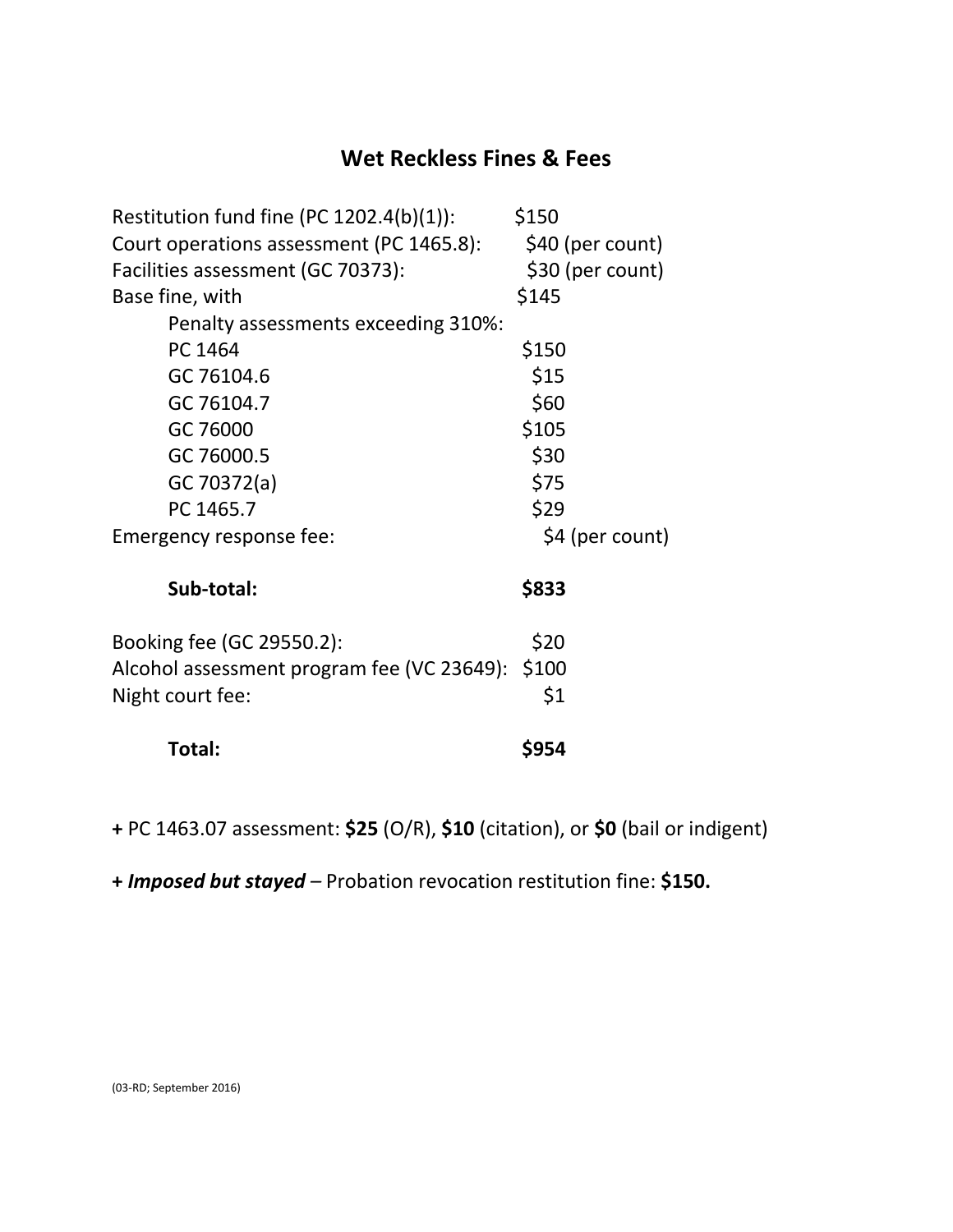# Wet Reckless Fines & Fees

| | |
|---|---|
| Restitution fund fine (PC 1202.4(b)(1)): | $150 |
| Court operations assessment (PC 1465.8): | $40 (per count) |
| Facilities assessment (GC 70373): | $30 (per count) |
| Base fine, with | $145 |
| Penalty assessments exceeding 310%: | |
| PC 1464 | $150 |
| GC 76104.6 | $15 |
| GC 76104.7 | $60 |
| GC 76000 | $105 |
| GC 76000.5 | $30 |
| GC 70372(a) | $75 |
| PC 1465.7 | $29 |
| Emergency response fee: | $4 (per count) |
| **Sub-total:** | **$833** |
| Booking fee (GC 29550.2): | $20 |
| Alcohol assessment program fee (VC 23649): | $100 |
| Night court fee: | $1 |
| **Total:** | **$954** |

**+** PC 1463.07 assessment: **$25** (O/R), **$10** (citation), or **$0** (bail or indigent)

**+ *Imposed but stayed*** – Probation revocation restitution fine: **$150.**

(03-RD; September 2016)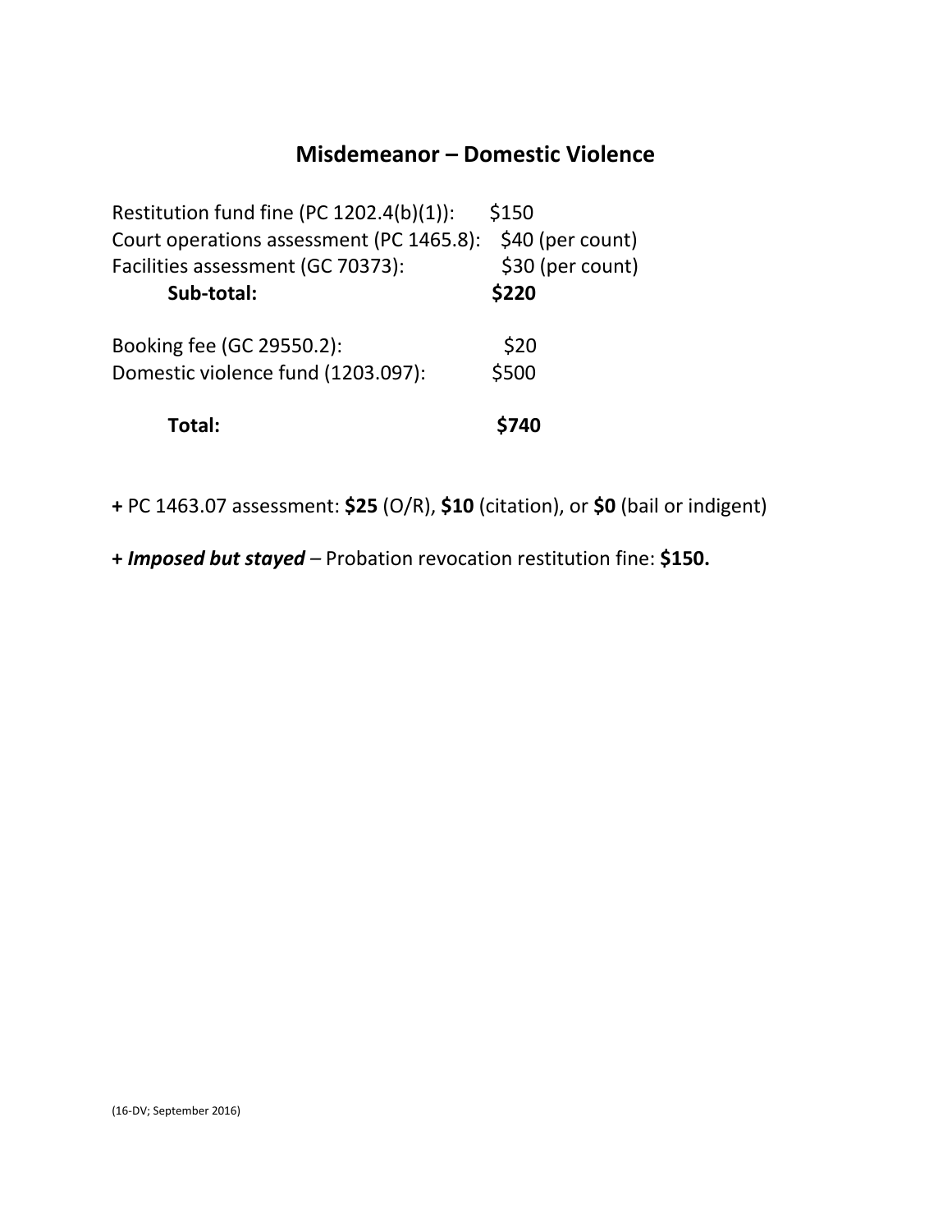## Misdemeanor – Domestic Violence

| | |
|---|---|
| Restitution fund fine (PC 1202.4(b)(1)): | $150 |
| Court operations assessment (PC 1465.8): | $40 (per count) |
| Facilities assessment (GC 70373): | $30 (per count) |
| **Sub-total:** | **$220** |
| Booking fee (GC 29550.2): | $20 |
| Domestic violence fund (1203.097): | $500 |
| **Total:** | **$740** |

**+** PC 1463.07 assessment: **$25** (O/R), **$10** (citation), or **$0** (bail or indigent)

**+ *Imposed but stayed*** – Probation revocation restitution fine: **$150.**

(16-DV; September 2016)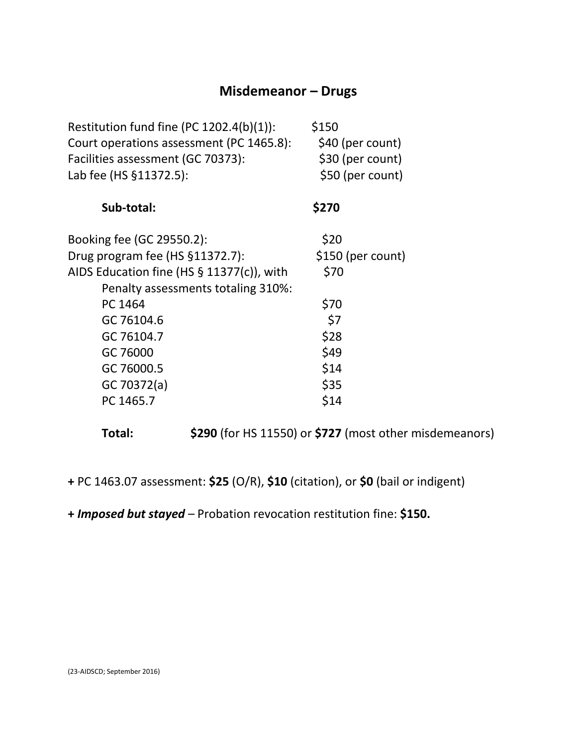## Misdemeanor – Drugs

| | |
|---|---|
| Restitution fund fine (PC 1202.4(b)(1)): | $150 |
| Court operations assessment (PC 1465.8): | $40 (per count) |
| Facilities assessment (GC 70373): | $30 (per count) |
| Lab fee (HS §11372.5): | $50 (per count) |
| **Sub-total:** | **$270** |
| Booking fee (GC 29550.2): | $20 |
| Drug program fee (HS §11372.7): | $150 (per count) |
| AIDS Education fine (HS § 11377(c)), with | $70 |
| Penalty assessments totaling 310%: | |
| PC 1464 | $70 |
| GC 76104.6 | $7 |
| GC 76104.7 | $28 |
| GC 76000 | $49 |
| GC 76000.5 | $14 |
| GC 70372(a) | $35 |
| PC 1465.7 | $14 |

**Total:** **$290** (for HS 11550) or **$727** (most other misdemeanors)

**+** PC 1463.07 assessment: **$25** (O/R), **$10** (citation), or **$0** (bail or indigent)

**+ *Imposed but stayed*** – Probation revocation restitution fine: **$150.**

(23-AIDSCD; September 2016)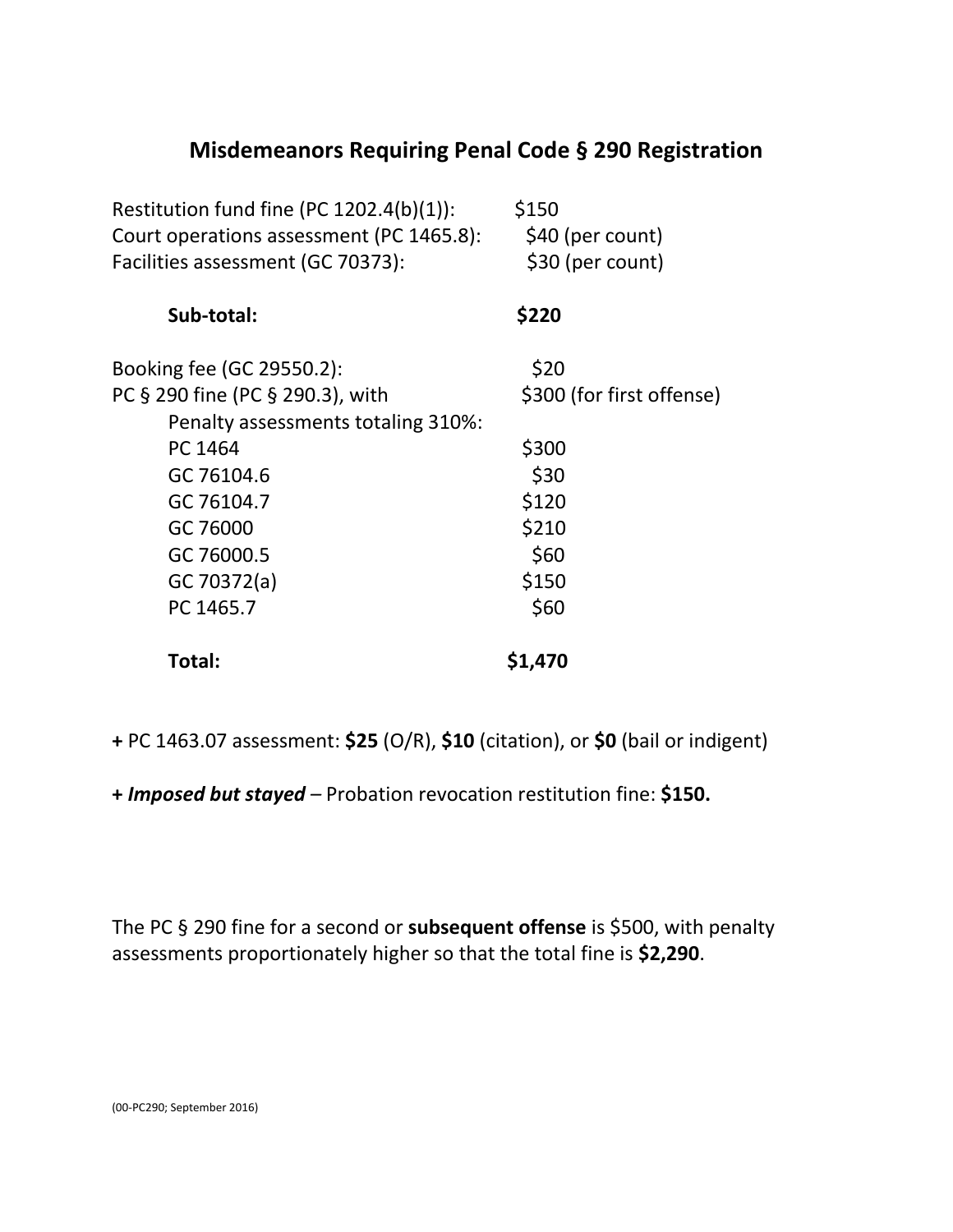# Misdemeanors Requiring Penal Code § 290 Registration

| | |
|---|---|
| Restitution fund fine (PC 1202.4(b)(1)): | $150 |
| Court operations assessment (PC 1465.8): | $40 (per count) |
| Facilities assessment (GC 70373): | $30 (per count) |
| **Sub-total:** | **$220** |
| Booking fee (GC 29550.2): | $20 |
| PC § 290 fine (PC § 290.3), with | $300 (for first offense) |
| Penalty assessments totaling 310%: | |
| PC 1464 | $300 |
| GC 76104.6 | $30 |
| GC 76104.7 | $120 |
| GC 76000 | $210 |
| GC 76000.5 | $60 |
| GC 70372(a) | $150 |
| PC 1465.7 | $60 |
| **Total:** | **$1,470** |

**+** PC 1463.07 assessment: **$25** (O/R), **$10** (citation), or **$0** (bail or indigent)

**+ *Imposed but stayed*** – Probation revocation restitution fine: **$150.**

The PC § 290 fine for a second or **subsequent offense** is $500, with penalty assessments proportionately higher so that the total fine is **$2,290**.

(00-PC290; September 2016)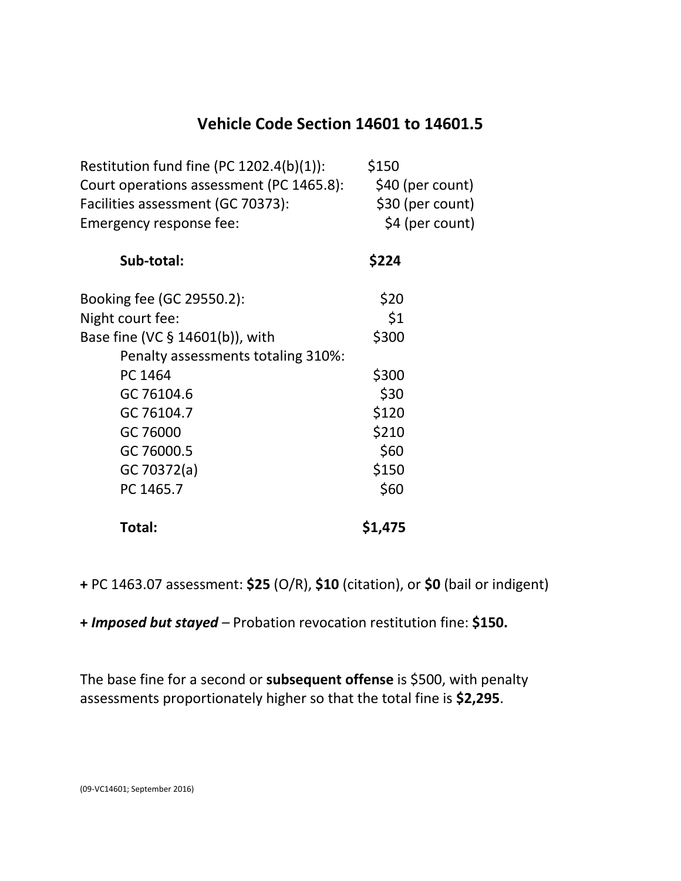## Vehicle Code Section 14601 to 14601.5

| | |
|---|---|
| Restitution fund fine (PC 1202.4(b)(1)): | $150 |
| Court operations assessment (PC 1465.8): | $40 (per count) |
| Facilities assessment (GC 70373): | $30 (per count) |
| Emergency response fee: | $4 (per count) |
| **Sub-total:** | **$224** |
| Booking fee (GC 29550.2): | $20 |
| Night court fee: | $1 |
| Base fine (VC § 14601(b)), with | $300 |
| Penalty assessments totaling 310%: | |
| PC 1464 | $300 |
| GC 76104.6 | $30 |
| GC 76104.7 | $120 |
| GC 76000 | $210 |
| GC 76000.5 | $60 |
| GC 70372(a) | $150 |
| PC 1465.7 | $60 |
| **Total:** | **$1,475** |

**+** PC 1463.07 assessment: **$25** (O/R), **$10** (citation), or **$0** (bail or indigent)

**+** ***Imposed but stayed*** – Probation revocation restitution fine: **$150.**

The base fine for a second or **subsequent offense** is $500, with penalty assessments proportionately higher so that the total fine is **$2,295**.

(09-VC14601; September 2016)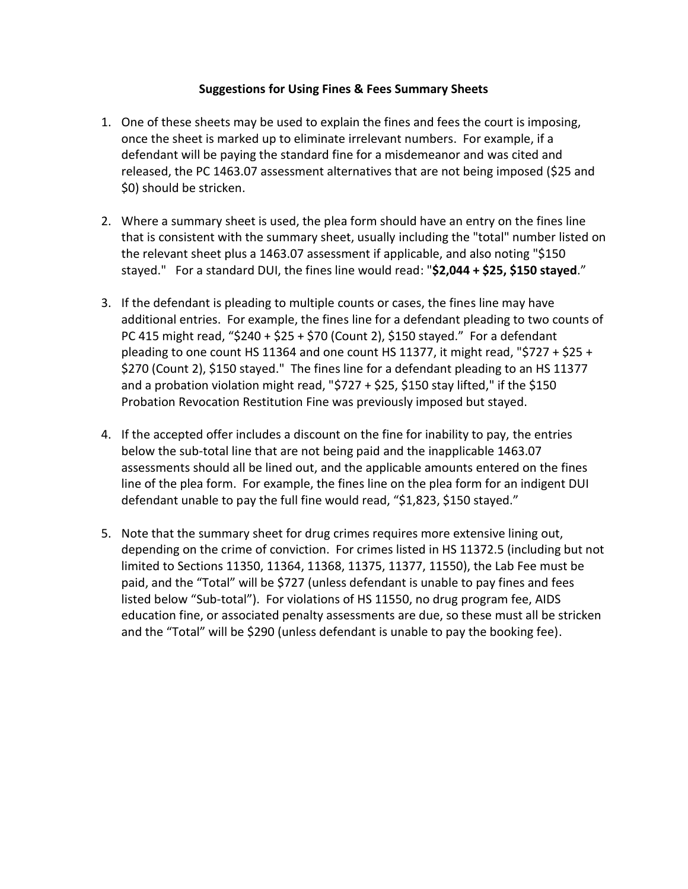**Suggestions for Using Fines & Fees Summary Sheets**

1. One of these sheets may be used to explain the fines and fees the court is imposing, once the sheet is marked up to eliminate irrelevant numbers. For example, if a defendant will be paying the standard fine for a misdemeanor and was cited and released, the PC 1463.07 assessment alternatives that are not being imposed ($25 and $0) should be stricken.

2. Where a summary sheet is used, the plea form should have an entry on the fines line that is consistent with the summary sheet, usually including the "total" number listed on the relevant sheet plus a 1463.07 assessment if applicable, and also noting "$150 stayed." For a standard DUI, the fines line would read: "**$2,044 + $25, $150 stayed**."

3. If the defendant is pleading to multiple counts or cases, the fines line may have additional entries. For example, the fines line for a defendant pleading to two counts of PC 415 might read, "$240 + $25 + $70 (Count 2), $150 stayed." For a defendant pleading to one count HS 11364 and one count HS 11377, it might read, "$727 + $25 + $270 (Count 2), $150 stayed." The fines line for a defendant pleading to an HS 11377 and a probation violation might read, "$727 + $25, $150 stay lifted," if the $150 Probation Revocation Restitution Fine was previously imposed but stayed.

4. If the accepted offer includes a discount on the fine for inability to pay, the entries below the sub-total line that are not being paid and the inapplicable 1463.07 assessments should all be lined out, and the applicable amounts entered on the fines line of the plea form. For example, the fines line on the plea form for an indigent DUI defendant unable to pay the full fine would read, "$1,823, $150 stayed."

5. Note that the summary sheet for drug crimes requires more extensive lining out, depending on the crime of conviction. For crimes listed in HS 11372.5 (including but not limited to Sections 11350, 11364, 11368, 11375, 11377, 11550), the Lab Fee must be paid, and the "Total" will be $727 (unless defendant is unable to pay fines and fees listed below "Sub-total"). For violations of HS 11550, no drug program fee, AIDS education fine, or associated penalty assessments are due, so these must all be stricken and the "Total" will be $290 (unless defendant is unable to pay the booking fee).